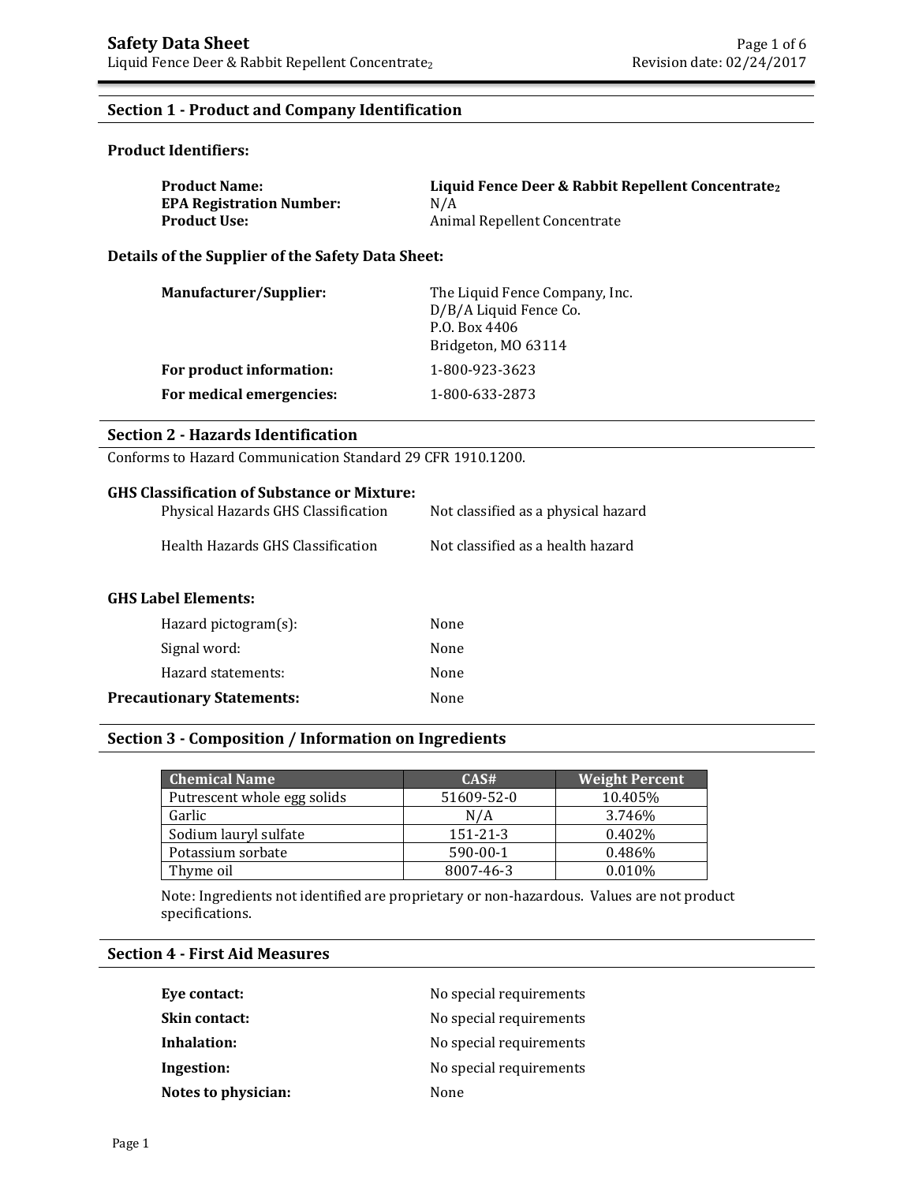# Safety Data Sheet

Liquid Fence Deer & Rabbit Repellent Concentrate$_2$

## Section 1 - Product and Company Identification

### Product Identifiers:

**Product Name:** **Liquid Fence Deer & Rabbit Repellent Concentrate$_2$**
**EPA Registration Number:** N/A
**Product Use:** Animal Repellent Concentrate

### Details of the Supplier of the Safety Data Sheet:

**Manufacturer/Supplier:** The Liquid Fence Company, Inc.
D/B/A Liquid Fence Co.
P.O. Box 4406
Bridgeton, MO 63114

**For product information:** 1-800-923-3623

**For medical emergencies:** 1-800-633-2873

## Section 2 - Hazards Identification

Conforms to Hazard Communication Standard 29 CFR 1910.1200.

### GHS Classification of Substance or Mixture:

Physical Hazards GHS Classification: Not classified as a physical hazard

Health Hazards GHS Classification: Not classified as a health hazard

### GHS Label Elements:

Hazard pictogram(s): None

Signal word: None

Hazard statements: None

**Precautionary Statements:** None

## Section 3 - Composition / Information on Ingredients

| Chemical Name | CAS# | Weight Percent |
|---|---|---|
| Putrescent whole egg solids | 51609-52-0 | 10.405% |
| Garlic | N/A | 3.746% |
| Sodium lauryl sulfate | 151-21-3 | 0.402% |
| Potassium sorbate | 590-00-1 | 0.486% |
| Thyme oil | 8007-46-3 | 0.010% |

Note: Ingredients not identified are proprietary or non-hazardous. Values are not product specifications.

## Section 4 - First Aid Measures

**Eye contact:** No special requirements

**Skin contact:** No special requirements

**Inhalation:** No special requirements

**Ingestion:** No special requirements

**Notes to physician:** None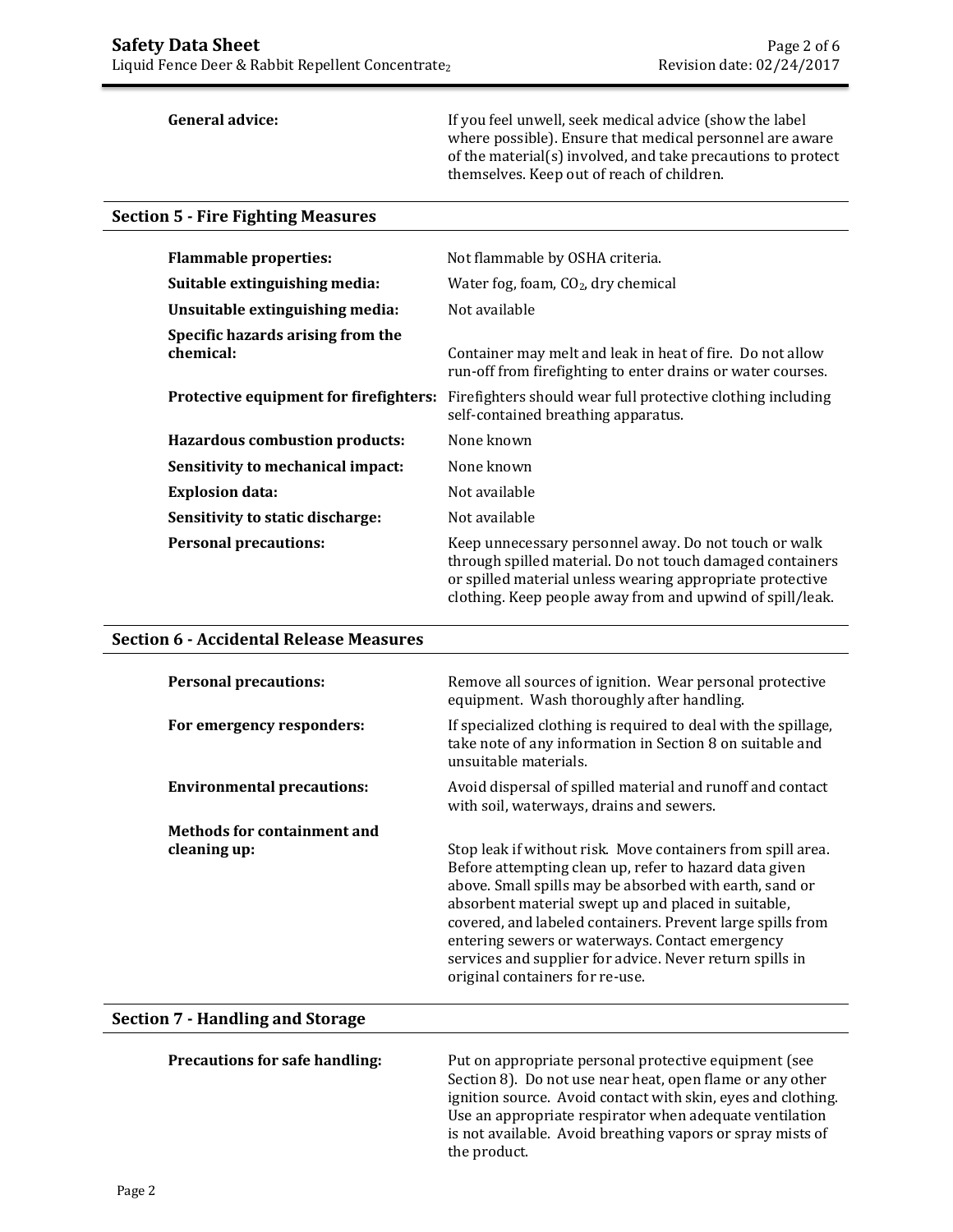**General advice:** If you feel unwell, seek medical advice (show the label where possible). Ensure that medical personnel are aware of the material(s) involved, and take precautions to protect themselves. Keep out of reach of children.

## Section 5 - Fire Fighting Measures

**Flammable properties:** Not flammable by OSHA criteria.

**Suitable extinguishing media:** Water fog, foam, $CO_2$, dry chemical

**Unsuitable extinguishing media:** Not available

**Specific hazards arising from the chemical:** Container may melt and leak in heat of fire. Do not allow run-off from firefighting to enter drains or water courses.

**Protective equipment for firefighters:** Firefighters should wear full protective clothing including self-contained breathing apparatus.

**Hazardous combustion products:** None known

**Sensitivity to mechanical impact:** None known

**Explosion data:** Not available

**Sensitivity to static discharge:** Not available

**Personal precautions:** Keep unnecessary personnel away. Do not touch or walk through spilled material. Do not touch damaged containers or spilled material unless wearing appropriate protective clothing. Keep people away from and upwind of spill/leak.

## Section 6 - Accidental Release Measures

**Personal precautions:** Remove all sources of ignition. Wear personal protective equipment. Wash thoroughly after handling.

**For emergency responders:** If specialized clothing is required to deal with the spillage, take note of any information in Section 8 on suitable and unsuitable materials.

**Environmental precautions:** Avoid dispersal of spilled material and runoff and contact with soil, waterways, drains and sewers.

**Methods for containment and cleaning up:** Stop leak if without risk. Move containers from spill area. Before attempting clean up, refer to hazard data given above. Small spills may be absorbed with earth, sand or absorbent material swept up and placed in suitable, covered, and labeled containers. Prevent large spills from entering sewers or waterways. Contact emergency services and supplier for advice. Never return spills in original containers for re-use.

## Section 7 - Handling and Storage

**Precautions for safe handling:** Put on appropriate personal protective equipment (see Section 8). Do not use near heat, open flame or any other ignition source. Avoid contact with skin, eyes and clothing. Use an appropriate respirator when adequate ventilation is not available. Avoid breathing vapors or spray mists of the product.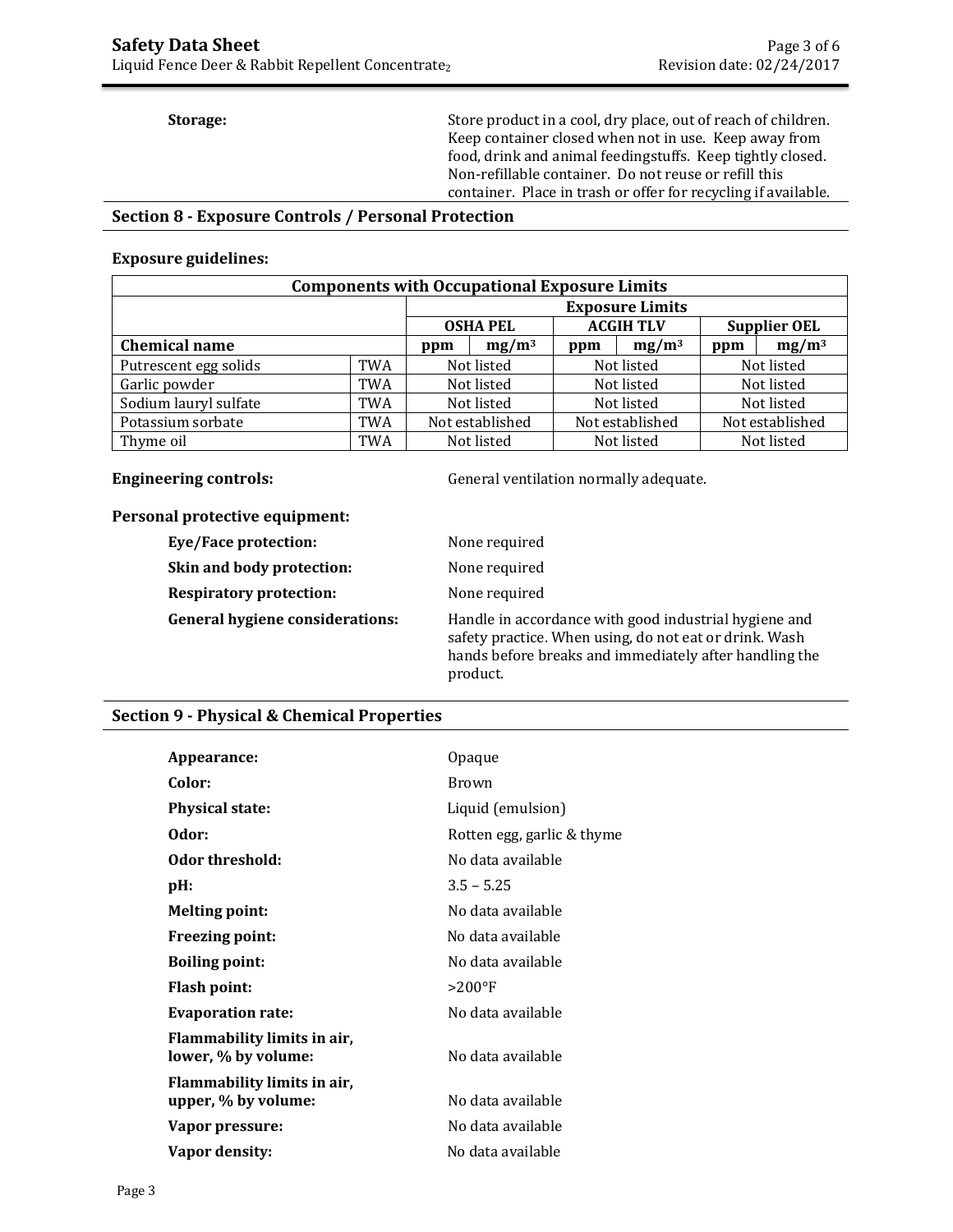**Storage:** Store product in a cool, dry place, out of reach of children. Keep container closed when not in use. Keep away from food, drink and animal feedingstuffs. Keep tightly closed. Non-refillable container. Do not reuse or refill this container. Place in trash or offer for recycling if available.

## Section 8 - Exposure Controls / Personal Protection

**Exposure guidelines:**

| Components with Occupational Exposure Limits | | | | | | | |
|---|---|---|---|---|---|---|---|
| | | Exposure Limits | | | | | |
| | | OSHA PEL | | ACGIH TLV | | Supplier OEL | |
| **Chemical name** | | ppm | $mg/m^3$ | ppm | $mg/m^3$ | ppm | $mg/m^3$ |
| Putrescent egg solids | TWA | Not listed | | Not listed | | Not listed | |
| Garlic powder | TWA | Not listed | | Not listed | | Not listed | |
| Sodium lauryl sulfate | TWA | Not listed | | Not listed | | Not listed | |
| Potassium sorbate | TWA | Not established | | Not established | | Not established | |
| Thyme oil | TWA | Not listed | | Not listed | | Not listed | |

**Engineering controls:** General ventilation normally adequate.

**Personal protective equipment:**

- **Eye/Face protection:** None required
- **Skin and body protection:** None required
- **Respiratory protection:** None required
- **General hygiene considerations:** Handle in accordance with good industrial hygiene and safety practice. When using, do not eat or drink. Wash hands before breaks and immediately after handling the product.

## Section 9 - Physical & Chemical Properties

- **Appearance:** Opaque
- **Color:** Brown
- **Physical state:** Liquid (emulsion)
- **Odor:** Rotten egg, garlic & thyme
- **Odor threshold:** No data available
- **pH:** 3.5 – 5.25
- **Melting point:** No data available
- **Freezing point:** No data available
- **Boiling point:** No data available
- **Flash point:** >200°F
- **Evaporation rate:** No data available
- **Flammability limits in air, lower, % by volume:** No data available
- **Flammability limits in air, upper, % by volume:** No data available
- **Vapor pressure:** No data available
- **Vapor density:** No data available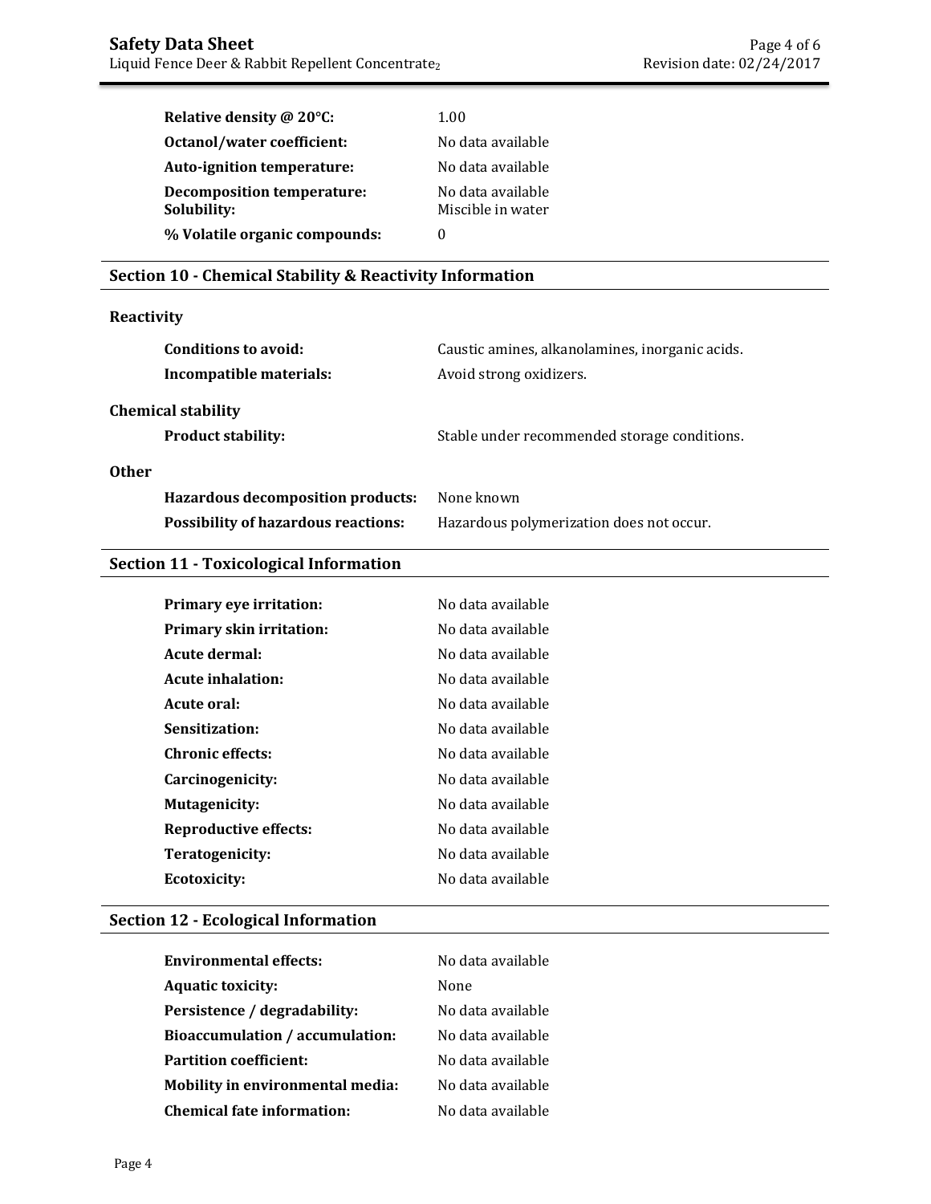| | |
|---|---|
| **Relative density @ 20°C:** | 1.00 |
| **Octanol/water coefficient:** | No data available |
| **Auto-ignition temperature:** | No data available |
| **Decomposition temperature:** | No data available |
| **Solubility:** | Miscible in water |
| **% Volatile organic compounds:** | 0 |

## Section 10 - Chemical Stability & Reactivity Information

**Reactivity**

| | |
|---|---|
| **Conditions to avoid:** | Caustic amines, alkanolamines, inorganic acids. |
| **Incompatible materials:** | Avoid strong oxidizers. |

**Chemical stability**

| | |
|---|---|
| **Product stability:** | Stable under recommended storage conditions. |

**Other**

| | |
|---|---|
| **Hazardous decomposition products:** | None known |
| **Possibility of hazardous reactions:** | Hazardous polymerization does not occur. |

## Section 11 - Toxicological Information

| | |
|---|---|
| **Primary eye irritation:** | No data available |
| **Primary skin irritation:** | No data available |
| **Acute dermal:** | No data available |
| **Acute inhalation:** | No data available |
| **Acute oral:** | No data available |
| **Sensitization:** | No data available |
| **Chronic effects:** | No data available |
| **Carcinogenicity:** | No data available |
| **Mutagenicity:** | No data available |
| **Reproductive effects:** | No data available |
| **Teratogenicity:** | No data available |
| **Ecotoxicity:** | No data available |

## Section 12 - Ecological Information

| | |
|---|---|
| **Environmental effects:** | No data available |
| **Aquatic toxicity:** | None |
| **Persistence / degradability:** | No data available |
| **Bioaccumulation / accumulation:** | No data available |
| **Partition coefficient:** | No data available |
| **Mobility in environmental media:** | No data available |
| **Chemical fate information:** | No data available |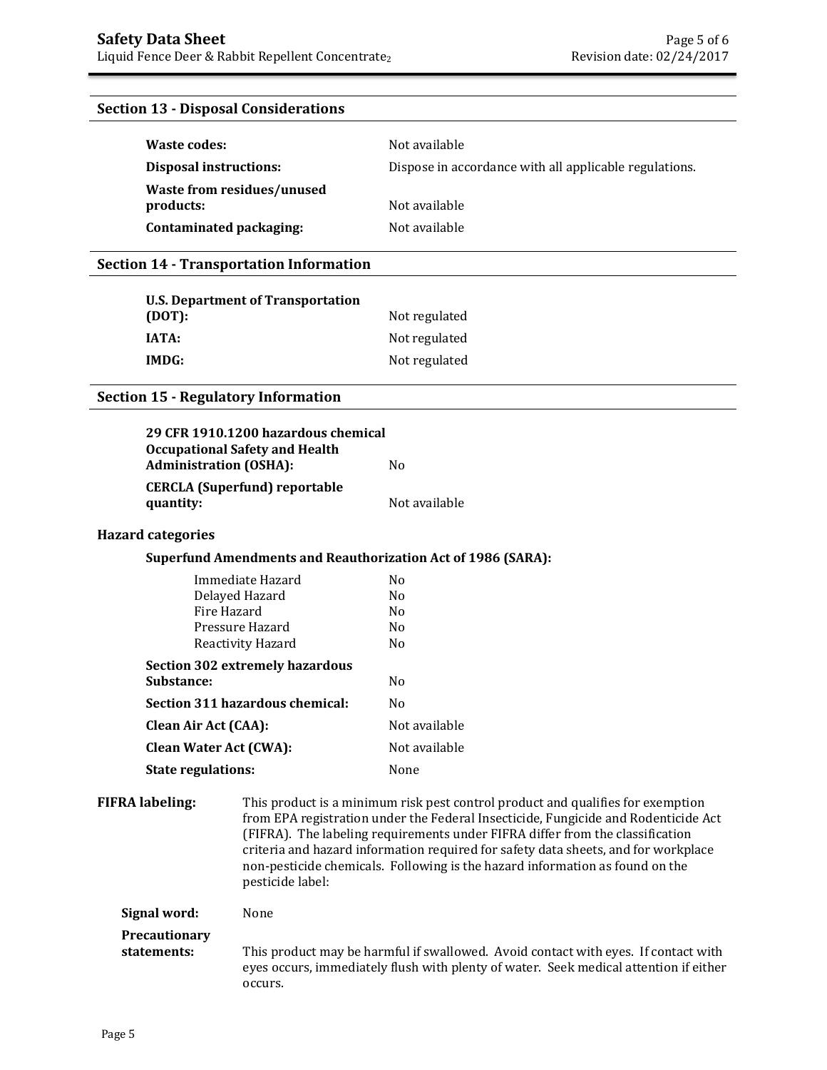## Section 13 - Disposal Considerations

| | |
|---|---|
| **Waste codes:** | Not available |
| **Disposal instructions:** | Dispose in accordance with all applicable regulations. |
| **Waste from residues/unused products:** | Not available |
| **Contaminated packaging:** | Not available |

## Section 14 - Transportation Information

| | |
|---|---|
| **U.S. Department of Transportation (DOT):** | Not regulated |
| **IATA:** | Not regulated |
| **IMDG:** | Not regulated |

## Section 15 - Regulatory Information

| | |
|---|---|
| **29 CFR 1910.1200 hazardous chemical Occupational Safety and Health Administration (OSHA):** | No |
| **CERCLA (Superfund) reportable quantity:** | Not available |

**Hazard categories**

**Superfund Amendments and Reauthorization Act of 1986 (SARA):**

| | |
|---|---|
| Immediate Hazard | No |
| Delayed Hazard | No |
| Fire Hazard | No |
| Pressure Hazard | No |
| Reactivity Hazard | No |

| | |
|---|---|
| **Section 302 extremely hazardous Substance:** | No |
| **Section 311 hazardous chemical:** | No |
| **Clean Air Act (CAA):** | Not available |
| **Clean Water Act (CWA):** | Not available |
| **State regulations:** | None |

**FIFRA labeling:** This product is a minimum risk pest control product and qualifies for exemption from EPA registration under the Federal Insecticide, Fungicide and Rodenticide Act (FIFRA). The labeling requirements under FIFRA differ from the classification criteria and hazard information required for safety data sheets, and for workplace non-pesticide chemicals. Following is the hazard information as found on the pesticide label:

**Signal word:** None

**Precautionary statements:** This product may be harmful if swallowed. Avoid contact with eyes. If contact with eyes occurs, immediately flush with plenty of water. Seek medical attention if either occurs.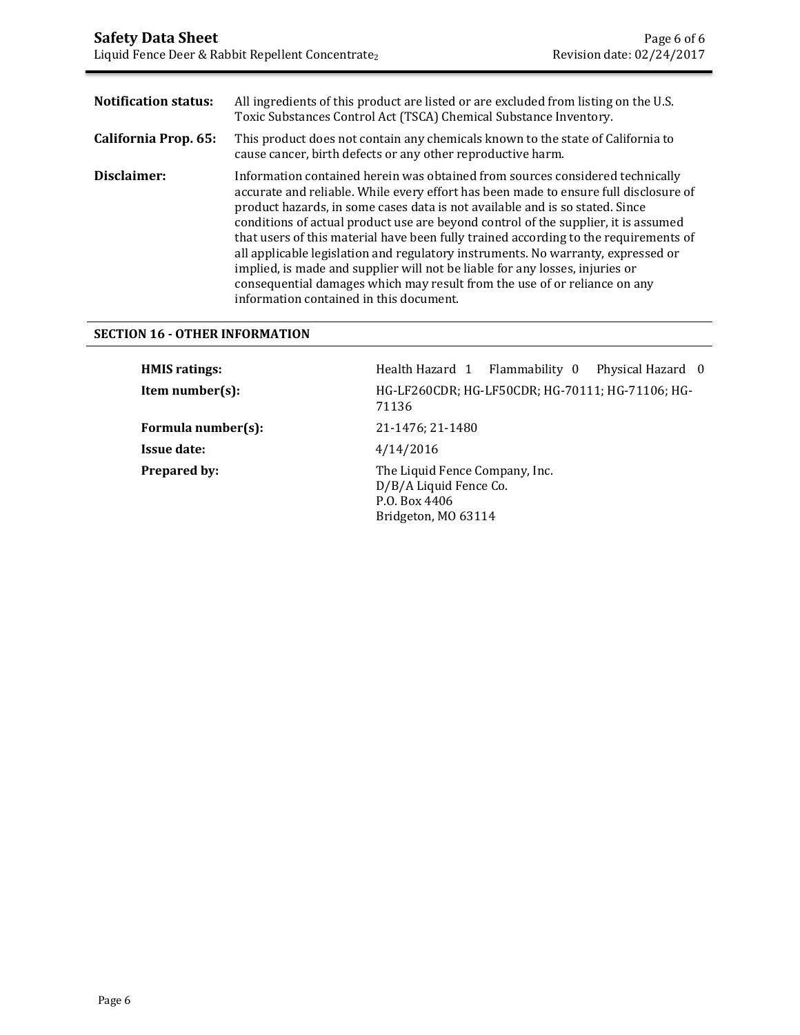**Notification status:** All ingredients of this product are listed or are excluded from listing on the U.S. Toxic Substances Control Act (TSCA) Chemical Substance Inventory.

**California Prop. 65:** This product does not contain any chemicals known to the state of California to cause cancer, birth defects or any other reproductive harm.

**Disclaimer:** Information contained herein was obtained from sources considered technically accurate and reliable. While every effort has been made to ensure full disclosure of product hazards, in some cases data is not available and is so stated. Since conditions of actual product use are beyond control of the supplier, it is assumed that users of this material have been fully trained according to the requirements of all applicable legislation and regulatory instruments. No warranty, expressed or implied, is made and supplier will not be liable for any losses, injuries or consequential damages which may result from the use of or reliance on any information contained in this document.

## SECTION 16 - OTHER INFORMATION

**HMIS ratings:** Health Hazard 1 Flammability 0 Physical Hazard 0

**Item number(s):** HG-LF260CDR; HG-LF50CDR; HG-70111; HG-71106; HG-71136

**Formula number(s):** 21-1476; 21-1480

**Issue date:** 4/14/2016

**Prepared by:** The Liquid Fence Company, Inc.
D/B/A Liquid Fence Co.
P.O. Box 4406
Bridgeton, MO 63114